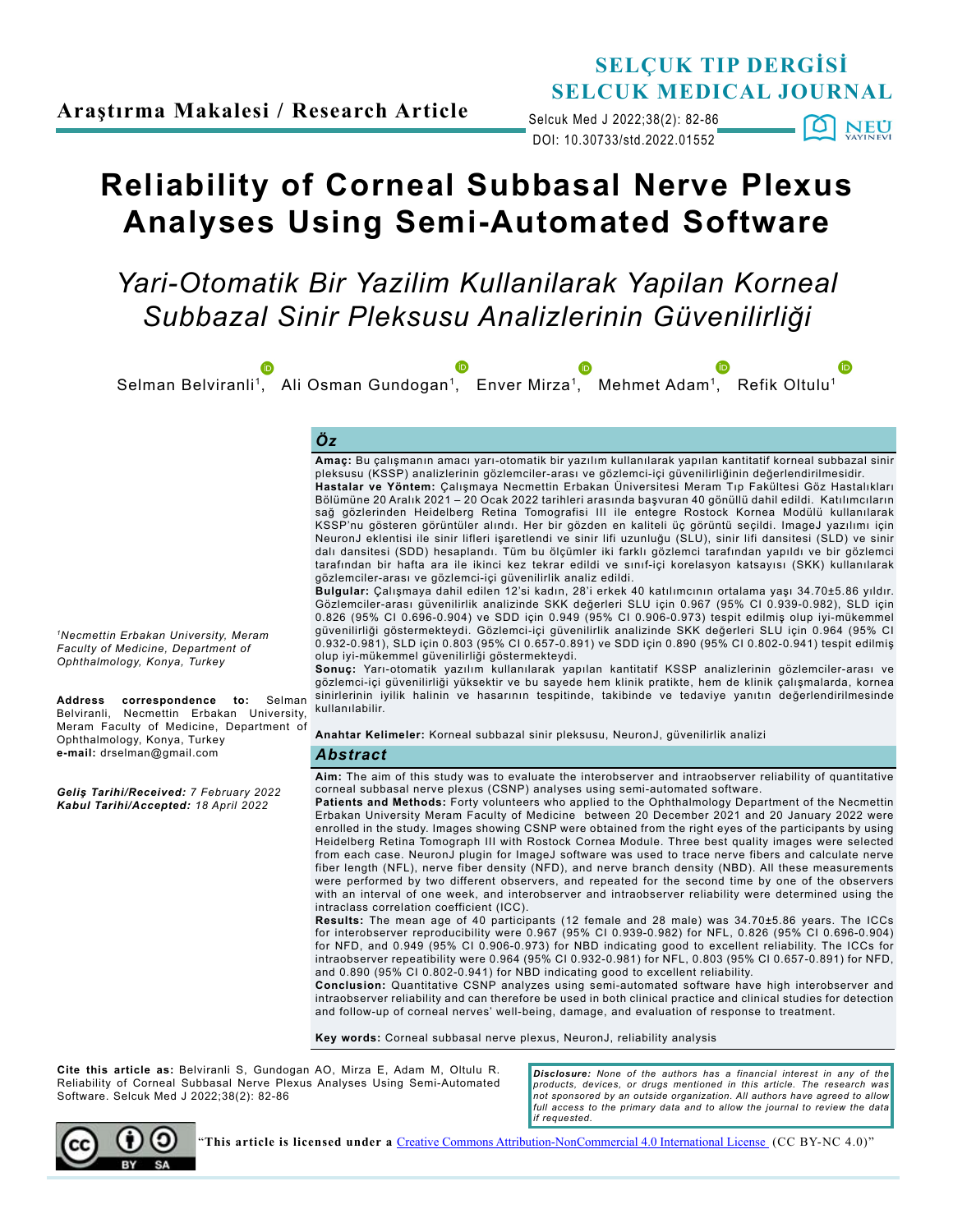Araştırma Makalesi / Research Article

SELÇUK TIP DERGİSİ
SELCUK MEDICAL JOURNAL

Selcuk Med J 2022;38(2): 82-86
DOI: 10.30733/std.2022.01552

# Reliability of Corneal Subbasal Nerve Plexus Analyses Using Semi-Automated Software

## *Yari-Otomatik Bir Yazilim Kullanilarak Yapilan Korneal Subbazal Sinir Pleksusu Analizlerinin Güvenilirliği*

Selman Belviranli[1], Ali Osman Gundogan[1], Enver Mirza[1], Mehmet Adam[1], Refik Oltulu[1]

*[1]Necmettin Erbakan University, Meram Faculty of Medicine, Department of Ophthalmology, Konya, Turkey*

**Address correspondence to:** Selman Belviranli, Necmettin Erbakan University, Meram Faculty of Medicine, Department of Ophthalmology, Konya, Turkey
**e-mail:** drselman@gmail.com

***Geliş Tarihi/Received:*** *7 February 2022*
***Kabul Tarihi/Accepted:*** *18 April 2022*

### *Öz*

**Amaç:** Bu çalışmanın amacı yarı-otomatik bir yazılım kullanılarak yapılan kantitatif korneal subbazal sinir pleksusu (KSSP) analizlerinin gözlemciler-arası ve gözlemci-içi güvenilirliğinin değerlendirilmesidir.
**Hastalar ve Yöntem:** Çalışmaya Necmettin Erbakan Üniversitesi Meram Tıp Fakültesi Göz Hastalıkları Bölümüne 20 Aralık 2021 – 20 Ocak 2022 tarihleri arasında başvuran 40 gönüllü dahil edildi. Katılımcıların sağ gözlerinden Heidelberg Retina Tomografisi III ile entegre Rostock Kornea Modülü kullanılarak KSSP'nu gösteren görüntüler alındı. Her bir gözden en kaliteli üç görüntü seçildi. ImageJ yazılımı için NeuronJ eklentisi ile sinir lifleri işaretlendi ve sinir lifi uzunluğu (SLU), sinir lifi dansitesi (SLD) ve sinir dalı dansitesi (SDD) hesaplandı. Tüm bu ölçümler iki farklı gözlemci tarafından yapıldı ve bir gözlemci tarafından bir hafta ara ile ikinci kez tekrar edildi ve sınıf-içi korelasyon katsayısı (SKK) kullanılarak gözlemciler-arası ve gözlemci-içi güvenilirlik analiz edildi.
**Bulgular:** Çalışmaya dahil edilen 12'si kadın, 28'i erkek 40 katılımcının ortalama yaşı 34.70±5.86 yıldır. Gözlemciler-arası güvenilirlik analizinde SKK değerleri SLU için 0.967 (95% CI 0.939-0.982), SLD için 0.826 (95% CI 0.696-0.904) ve SDD için 0.949 (95% CI 0.906-0.973) tespit edilmiş olup iyi-mükemmel güvenilirliği göstermekteydi. Gözlemci-içi güvenilirlik analizinde SKK değerleri SLU için 0.964 (95% CI 0.932-0.981), SLD için 0.803 (95% CI 0.657-0.891) ve SDD için 0.890 (95% CI 0.802-0.941) tespit edilmiş olup iyi-mükemmel güvenilirliği göstermekteydi.
**Sonuç:** Yarı-otomatik yazılım kullanılarak yapılan kantitatif KSSP analizlerinin gözlemciler-arası ve gözlemci-içi güvenilirliği yüksektir ve bu sayede hem klinik pratikte, hem de klinik çalışmalarda, kornea sinirlerinin iyilik halinin ve hasarının tespitinde, takibinde ve tedaviye yanıtın değerlendirilmesinde kullanılabilir.

**Anahtar Kelimeler:** Korneal subbazal sinir pleksusu, NeuronJ, güvenilirlik analizi

### *Abstract*

**Aim:** The aim of this study was to evaluate the interobserver and intraobserver reliability of quantitative corneal subbasal nerve plexus (CSNP) analyses using semi-automated software.
**Patients and Methods:** Forty volunteers who applied to the Ophthalmology Department of the Necmettin Erbakan University Meram Faculty of Medicine between 20 December 2021 and 20 January 2022 were enrolled in the study. Images showing CSNP were obtained from the right eyes of the participants by using Heidelberg Retina Tomograph III with Rostock Cornea Module. Three best quality images were selected from each case. NeuronJ plugin for ImageJ software was used to trace nerve fibers and calculate nerve fiber length (NFL), nerve fiber density (NFD), and nerve branch density (NBD). All these measurements were performed by two different observers, and repeated for the second time by one of the observers with an interval of one week, and interobserver and intraobserver reliability were determined using the intraclass correlation coefficient (ICC).
**Results:** The mean age of 40 participants (12 female and 28 male) was 34.70±5.86 years. The ICCs for interobserver reproducibility were 0.967 (95% CI 0.939-0.982) for NFL, 0.826 (95% CI 0.696-0.904) for NFD, and 0.949 (95% CI 0.906-0.973) for NBD indicating good to excellent reliability. The ICCs for intraobserver repeatibility were 0.964 (95% CI 0.932-0.981) for NFL, 0.803 (95% CI 0.657-0.891) for NFD, and 0.890 (95% CI 0.802-0.941) for NBD indicating good to excellent reliability.
**Conclusion:** Quantitative CSNP analyzes using semi-automated software have high interobserver and intraobserver reliability and can therefore be used in both clinical practice and clinical studies for detection and follow-up of corneal nerves' well-being, damage, and evaluation of response to treatment.

**Key words:** Corneal subbasal nerve plexus, NeuronJ, reliability analysis

**Cite this article as:** Belviranli S, Gundogan AO, Mirza E, Adam M, Oltulu R. Reliability of Corneal Subbasal Nerve Plexus Analyses Using Semi-Automated Software. Selcuk Med J 2022;38(2): 82-86

***Disclosure:*** *None of the authors has a financial interest in any of the products, devices, or drugs mentioned in this article. The research was not sponsored by an outside organization. All authors have agreed to allow full access to the primary data and to allow the journal to review the data if requested.*

"**This article is licensed under a** Creative Commons Attribution-NonCommercial 4.0 International License (CC BY-NC 4.0)"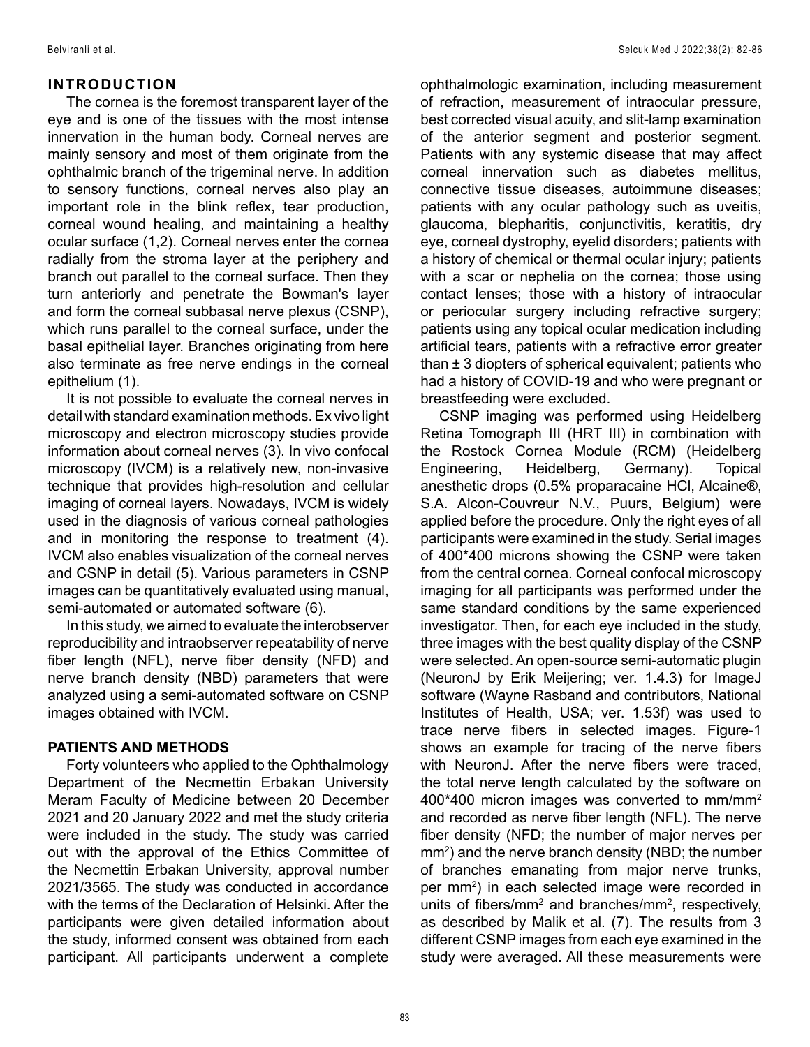## INTRODUCTION

The cornea is the foremost transparent layer of the eye and is one of the tissues with the most intense innervation in the human body. Corneal nerves are mainly sensory and most of them originate from the ophthalmic branch of the trigeminal nerve. In addition to sensory functions, corneal nerves also play an important role in the blink reflex, tear production, corneal wound healing, and maintaining a healthy ocular surface (1,2). Corneal nerves enter the cornea radially from the stroma layer at the periphery and branch out parallel to the corneal surface. Then they turn anteriorly and penetrate the Bowman's layer and form the corneal subbasal nerve plexus (CSNP), which runs parallel to the corneal surface, under the basal epithelial layer. Branches originating from here also terminate as free nerve endings in the corneal epithelium (1).

It is not possible to evaluate the corneal nerves in detail with standard examination methods. Ex vivo light microscopy and electron microscopy studies provide information about corneal nerves (3). In vivo confocal microscopy (IVCM) is a relatively new, non-invasive technique that provides high-resolution and cellular imaging of corneal layers. Nowadays, IVCM is widely used in the diagnosis of various corneal pathologies and in monitoring the response to treatment (4). IVCM also enables visualization of the corneal nerves and CSNP in detail (5). Various parameters in CSNP images can be quantitatively evaluated using manual, semi-automated or automated software (6).

In this study, we aimed to evaluate the interobserver reproducibility and intraobserver repeatability of nerve fiber length (NFL), nerve fiber density (NFD) and nerve branch density (NBD) parameters that were analyzed using a semi-automated software on CSNP images obtained with IVCM.

## PATIENTS AND METHODS

Forty volunteers who applied to the Ophthalmology Department of the Necmettin Erbakan University Meram Faculty of Medicine between 20 December 2021 and 20 January 2022 and met the study criteria were included in the study. The study was carried out with the approval of the Ethics Committee of the Necmettin Erbakan University, approval number 2021/3565. The study was conducted in accordance with the terms of the Declaration of Helsinki. After the participants were given detailed information about the study, informed consent was obtained from each participant. All participants underwent a complete ophthalmologic examination, including measurement of refraction, measurement of intraocular pressure, best corrected visual acuity, and slit-lamp examination of the anterior segment and posterior segment. Patients with any systemic disease that may affect corneal innervation such as diabetes mellitus, connective tissue diseases, autoimmune diseases; patients with any ocular pathology such as uveitis, glaucoma, blepharitis, conjunctivitis, keratitis, dry eye, corneal dystrophy, eyelid disorders; patients with a history of chemical or thermal ocular injury; patients with a scar or nephelia on the cornea; those using contact lenses; those with a history of intraocular or periocular surgery including refractive surgery; patients using any topical ocular medication including artificial tears, patients with a refractive error greater than ± 3 diopters of spherical equivalent; patients who had a history of COVID-19 and who were pregnant or breastfeeding were excluded.

CSNP imaging was performed using Heidelberg Retina Tomograph III (HRT III) in combination with the Rostock Cornea Module (RCM) (Heidelberg Engineering, Heidelberg, Germany). Topical anesthetic drops (0.5% proparacaine HCl, Alcaine®, S.A. Alcon-Couvreur N.V., Puurs, Belgium) were applied before the procedure. Only the right eyes of all participants were examined in the study. Serial images of 400*400 microns showing the CSNP were taken from the central cornea. Corneal confocal microscopy imaging for all participants was performed under the same standard conditions by the same experienced investigator. Then, for each eye included in the study, three images with the best quality display of the CSNP were selected. An open-source semi-automatic plugin (NeuronJ by Erik Meijering; ver. 1.4.3) for ImageJ software (Wayne Rasband and contributors, National Institutes of Health, USA; ver. 1.53f) was used to trace nerve fibers in selected images. Figure-1 shows an example for tracing of the nerve fibers with NeuronJ. After the nerve fibers were traced, the total nerve length calculated by the software on 400*400 micron images was converted to $mm/mm^2$ and recorded as nerve fiber length (NFL). The nerve fiber density (NFD; the number of major nerves per $mm^2$) and the nerve branch density (NBD; the number of branches emanating from major nerve trunks, per $mm^2$) in each selected image were recorded in units of $fibers/mm^2$ and $branches/mm^2$, respectively, as described by Malik et al. (7). The results from 3 different CSNP images from each eye examined in the study were averaged. All these measurements were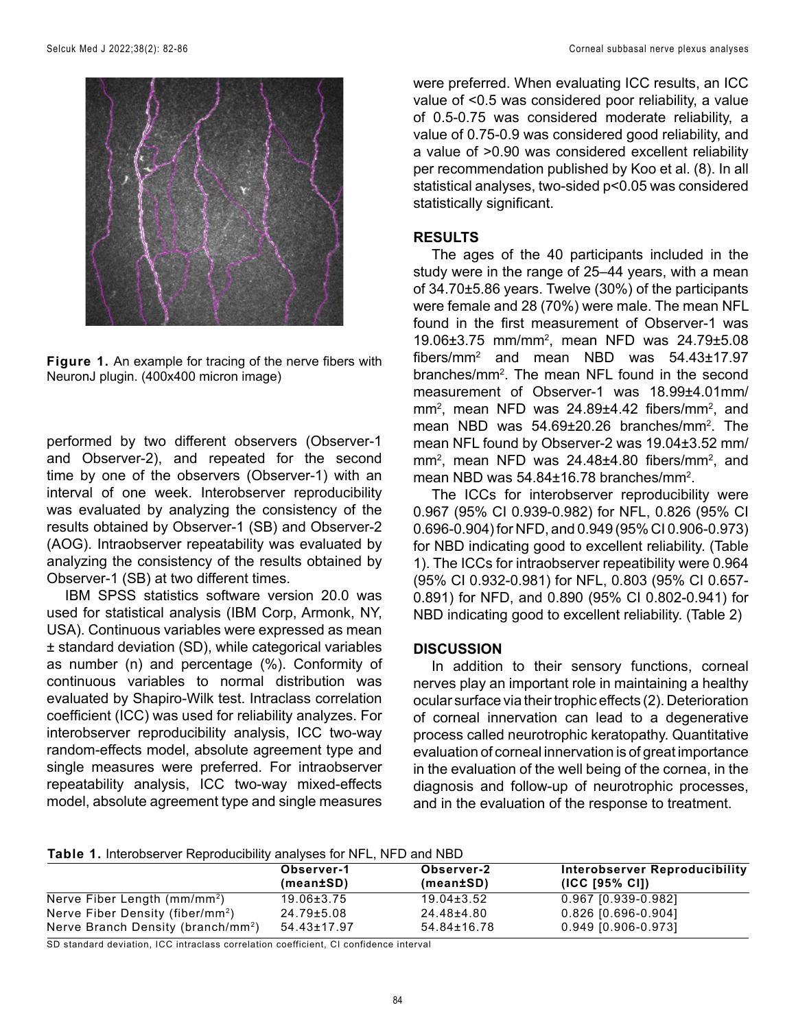Figure 1. An example for tracing of the nerve fibers with NeuronJ plugin. (400x400 micron image)

performed by two different observers (Observer-1 and Observer-2), and repeated for the second time by one of the observers (Observer-1) with an interval of one week. Interobserver reproducibility was evaluated by analyzing the consistency of the results obtained by Observer-1 (SB) and Observer-2 (AOG). Intraobserver repeatability was evaluated by analyzing the consistency of the results obtained by Observer-1 (SB) at two different times.

IBM SPSS statistics software version 20.0 was used for statistical analysis (IBM Corp, Armonk, NY, USA). Continuous variables were expressed as mean ± standard deviation (SD), while categorical variables as number (n) and percentage (%). Conformity of continuous variables to normal distribution was evaluated by Shapiro-Wilk test. Intraclass correlation coefficient (ICC) was used for reliability analyzes. For interobserver reproducibility analysis, ICC two-way random-effects model, absolute agreement type and single measures were preferred. For intraobserver repeatability analysis, ICC two-way mixed-effects model, absolute agreement type and single measures were preferred. When evaluating ICC results, an ICC value of <0.5 was considered poor reliability, a value of 0.5-0.75 was considered moderate reliability, a value of 0.75-0.9 was considered good reliability, and a value of >0.90 was considered excellent reliability per recommendation published by Koo et al. (8). In all statistical analyses, two-sided p<0.05 was considered statistically significant.

## RESULTS

The ages of the 40 participants included in the study were in the range of 25–44 years, with a mean of 34.70±5.86 years. Twelve (30%) of the participants were female and 28 (70%) were male. The mean NFL found in the first measurement of Observer-1 was 19.06±3.75 mm/mm$^2$, mean NFD was 24.79±5.08 fibers/mm$^2$ and mean NBD was 54.43±17.97 branches/mm$^2$. The mean NFL found in the second measurement of Observer-1 was 18.99±4.01mm/mm$^2$, mean NFD was 24.89±4.42 fibers/mm$^2$, and mean NBD was 54.69±20.26 branches/mm$^2$. The mean NFL found by Observer-2 was 19.04±3.52 mm/mm$^2$, mean NFD was 24.48±4.80 fibers/mm$^2$, and mean NBD was 54.84±16.78 branches/mm$^2$.

The ICCs for interobserver reproducibility were 0.967 (95% CI 0.939-0.982) for NFL, 0.826 (95% CI 0.696-0.904) for NFD, and 0.949 (95% CI 0.906-0.973) for NBD indicating good to excellent reliability. (Table 1). The ICCs for intraobserver repeatibility were 0.964 (95% CI 0.932-0.981) for NFL, 0.803 (95% CI 0.657-0.891) for NFD, and 0.890 (95% CI 0.802-0.941) for NBD indicating good to excellent reliability. (Table 2)

## DISCUSSION

In addition to their sensory functions, corneal nerves play an important role in maintaining a healthy ocular surface via their trophic effects (2). Deterioration of corneal innervation can lead to a degenerative process called neurotrophic keratopathy. Quantitative evaluation of corneal innervation is of great importance in the evaluation of the well being of the cornea, in the diagnosis and follow-up of neurotrophic processes, and in the evaluation of the response to treatment.

**Table 1.** Interobserver Reproducibility analyses for NFL, NFD and NBD

| | Observer-1 (mean±SD) | Observer-2 (mean±SD) | Interobserver Reproducibility (ICC [95% CI]) |
|---|---|---|---|
| Nerve Fiber Length (mm/mm$^2$) | 19.06±3.75 | 19.04±3.52 | 0.967 [0.939-0.982] |
| Nerve Fiber Density (fiber/mm$^2$) | 24.79±5.08 | 24.48±4.80 | 0.826 [0.696-0.904] |
| Nerve Branch Density (branch/mm$^2$) | 54.43±17.97 | 54.84±16.78 | 0.949 [0.906-0.973] |

SD standard deviation, ICC intraclass correlation coefficient, CI confidence interval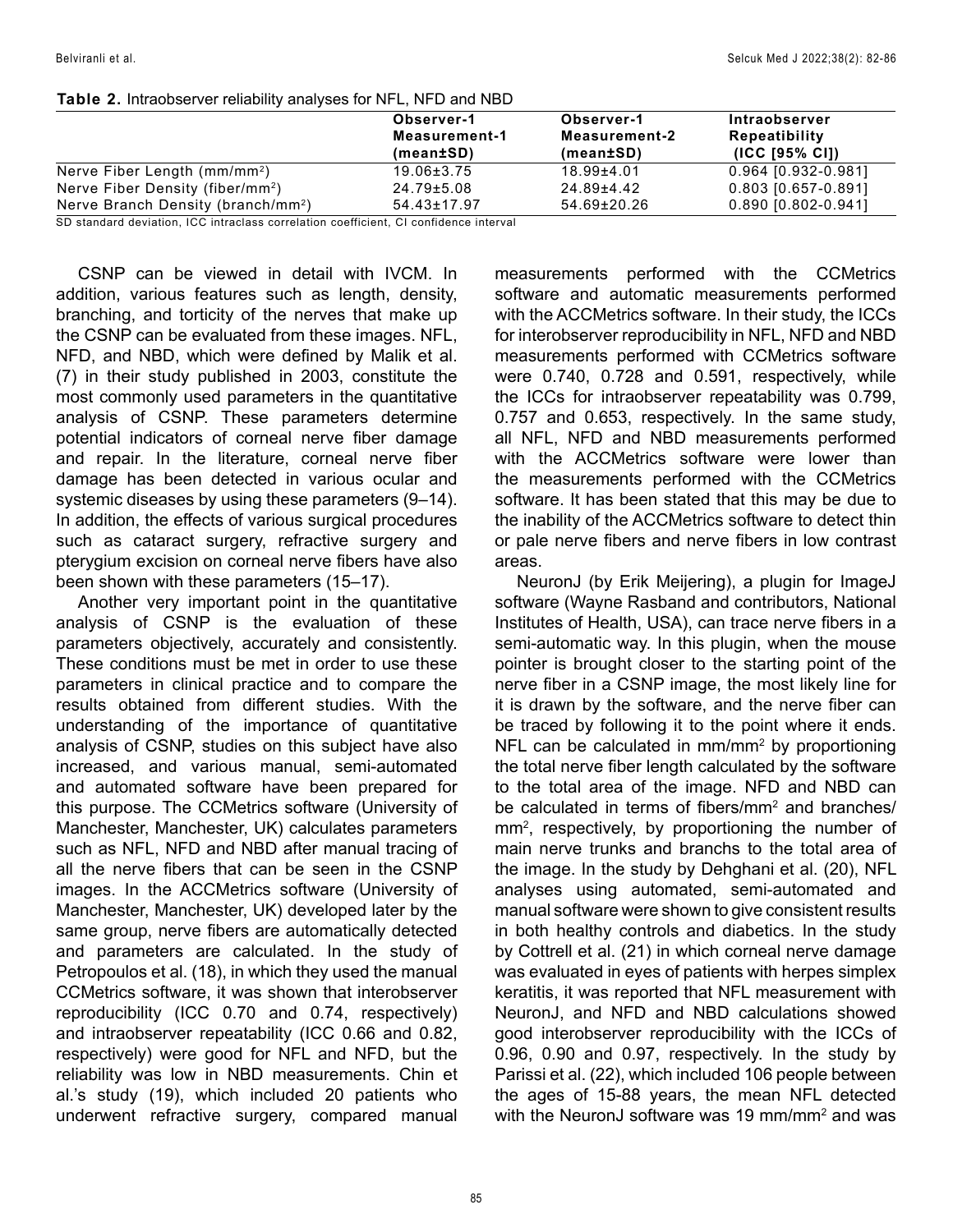**Table 2.** Intraobserver reliability analyses for NFL, NFD and NBD

| | Observer-1 Measurement-1 (mean±SD) | Observer-1 Measurement-2 (mean±SD) | Intraobserver Repeatibility (ICC [95% CI]) |
|---|---|---|---|
| Nerve Fiber Length (mm/mm$^2$) | 19.06±3.75 | 18.99±4.01 | 0.964 [0.932-0.981] |
| Nerve Fiber Density (fiber/mm$^2$) | 24.79±5.08 | 24.89±4.42 | 0.803 [0.657-0.891] |
| Nerve Branch Density (branch/mm$^2$) | 54.43±17.97 | 54.69±20.26 | 0.890 [0.802-0.941] |

SD standard deviation, ICC intraclass correlation coefficient, CI confidence interval

CSNP can be viewed in detail with IVCM. In addition, various features such as length, density, branching, and torticity of the nerves that make up the CSNP can be evaluated from these images. NFL, NFD, and NBD, which were defined by Malik et al. (7) in their study published in 2003, constitute the most commonly used parameters in the quantitative analysis of CSNP. These parameters determine potential indicators of corneal nerve fiber damage and repair. In the literature, corneal nerve fiber damage has been detected in various ocular and systemic diseases by using these parameters (9–14). In addition, the effects of various surgical procedures such as cataract surgery, refractive surgery and pterygium excision on corneal nerve fibers have also been shown with these parameters (15–17).

Another very important point in the quantitative analysis of CSNP is the evaluation of these parameters objectively, accurately and consistently. These conditions must be met in order to use these parameters in clinical practice and to compare the results obtained from different studies. With the understanding of the importance of quantitative analysis of CSNP, studies on this subject have also increased, and various manual, semi-automated and automated software have been prepared for this purpose. The CCMetrics software (University of Manchester, Manchester, UK) calculates parameters such as NFL, NFD and NBD after manual tracing of all the nerve fibers that can be seen in the CSNP images. In the ACCMetrics software (University of Manchester, Manchester, UK) developed later by the same group, nerve fibers are automatically detected and parameters are calculated. In the study of Petropoulos et al. (18), in which they used the manual CCMetrics software, it was shown that interobserver reproducibility (ICC 0.70 and 0.74, respectively) and intraobserver repeatability (ICC 0.66 and 0.82, respectively) were good for NFL and NFD, but the reliability was low in NBD measurements. Chin et al.'s study (19), which included 20 patients who underwent refractive surgery, compared manual measurements performed with the CCMetrics software and automatic measurements performed with the ACCMetrics software. In their study, the ICCs for interobserver reproducibility in NFL, NFD and NBD measurements performed with CCMetrics software were 0.740, 0.728 and 0.591, respectively, while the ICCs for intraobserver repeatability was 0.799, 0.757 and 0.653, respectively. In the same study, all NFL, NFD and NBD measurements performed with the ACCMetrics software were lower than the measurements performed with the CCMetrics software. It has been stated that this may be due to the inability of the ACCMetrics software to detect thin or pale nerve fibers and nerve fibers in low contrast areas.

NeuronJ (by Erik Meijering), a plugin for ImageJ software (Wayne Rasband and contributors, National Institutes of Health, USA), can trace nerve fibers in a semi-automatic way. In this plugin, when the mouse pointer is brought closer to the starting point of the nerve fiber in a CSNP image, the most likely line for it is drawn by the software, and the nerve fiber can be traced by following it to the point where it ends. NFL can be calculated in mm/mm$^2$ by proportioning the total nerve fiber length calculated by the software to the total area of the image. NFD and NBD can be calculated in terms of fibers/mm$^2$ and branches/mm$^2$, respectively, by proportioning the number of main nerve trunks and branchs to the total area of the image. In the study by Dehghani et al. (20), NFL analyses using automated, semi-automated and manual software were shown to give consistent results in both healthy controls and diabetics. In the study by Cottrell et al. (21) in which corneal nerve damage was evaluated in eyes of patients with herpes simplex keratitis, it was reported that NFL measurement with NeuronJ, and NFD and NBD calculations showed good interobserver reproducibility with the ICCs of 0.96, 0.90 and 0.97, respectively. In the study by Parissi et al. (22), which included 106 people between the ages of 15-88 years, the mean NFL detected with the NeuronJ software was 19 mm/mm$^2$ and was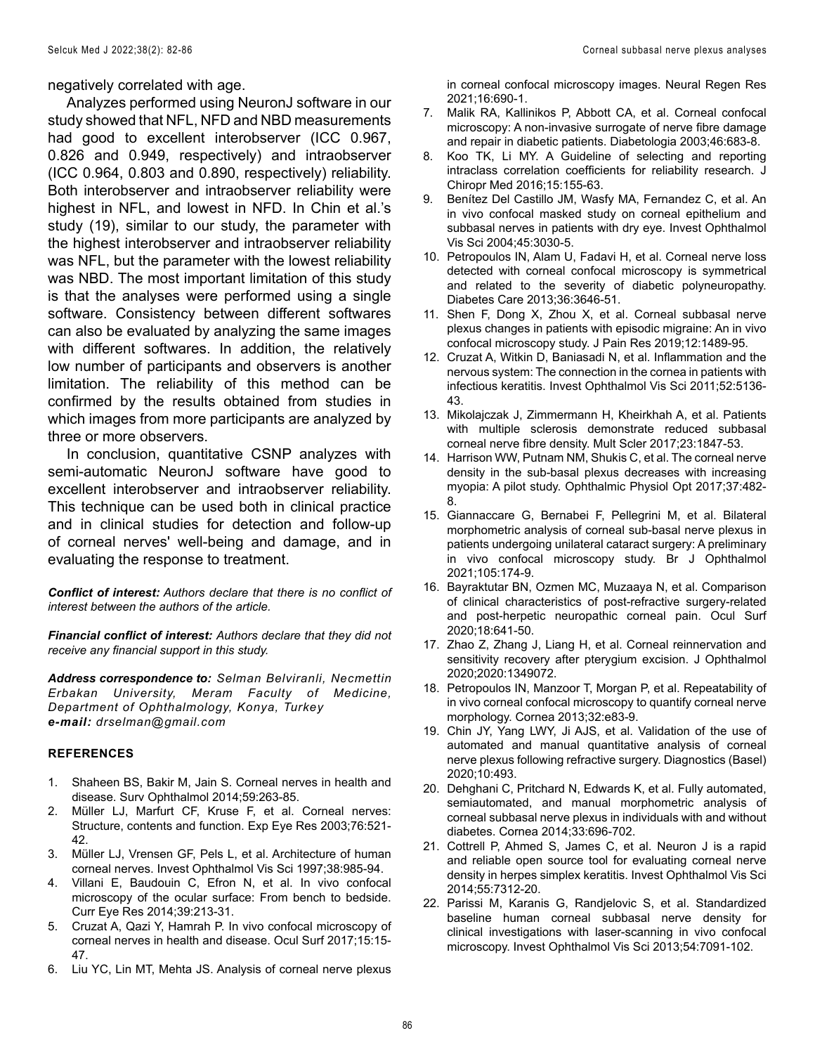negatively correlated with age.

Analyzes performed using NeuronJ software in our study showed that NFL, NFD and NBD measurements had good to excellent interobserver (ICC 0.967, 0.826 and 0.949, respectively) and intraobserver (ICC 0.964, 0.803 and 0.890, respectively) reliability. Both interobserver and intraobserver reliability were highest in NFL, and lowest in NFD. In Chin et al.'s study (19), similar to our study, the parameter with the highest interobserver and intraobserver reliability was NFL, but the parameter with the lowest reliability was NBD. The most important limitation of this study is that the analyses were performed using a single software. Consistency between different softwares can also be evaluated by analyzing the same images with different softwares. In addition, the relatively low number of participants and observers is another limitation. The reliability of this method can be confirmed by the results obtained from studies in which images from more participants are analyzed by three or more observers.

In conclusion, quantitative CSNP analyzes with semi-automatic NeuronJ software have good to excellent interobserver and intraobserver reliability. This technique can be used both in clinical practice and in clinical studies for detection and follow-up of corneal nerves' well-being and damage, and in evaluating the response to treatment.

***Conflict of interest:*** *Authors declare that there is no conflict of interest between the authors of the article.*

***Financial conflict of interest:*** *Authors declare that they did not receive any financial support in this study.*

***Address correspondence to:*** *Selman Belviranli, Necmettin Erbakan University, Meram Faculty of Medicine, Department of Ophthalmology, Konya, Turkey*
***e-mail:*** *drselman@gmail.com*

## REFERENCES

1. Shaheen BS, Bakir M, Jain S. Corneal nerves in health and disease. Surv Ophthalmol 2014;59:263-85.
2. Müller LJ, Marfurt CF, Kruse F, et al. Corneal nerves: Structure, contents and function. Exp Eye Res 2003;76:521-42.
3. Müller LJ, Vrensen GF, Pels L, et al. Architecture of human corneal nerves. Invest Ophthalmol Vis Sci 1997;38:985-94.
4. Villani E, Baudouin C, Efron N, et al. In vivo confocal microscopy of the ocular surface: From bench to bedside. Curr Eye Res 2014;39:213-31.
5. Cruzat A, Qazi Y, Hamrah P. In vivo confocal microscopy of corneal nerves in health and disease. Ocul Surf 2017;15:15-47.
6. Liu YC, Lin MT, Mehta JS. Analysis of corneal nerve plexus in corneal confocal microscopy images. Neural Regen Res 2021;16:690-1.
7. Malik RA, Kallinikos P, Abbott CA, et al. Corneal confocal microscopy: A non-invasive surrogate of nerve fibre damage and repair in diabetic patients. Diabetologia 2003;46:683-8.
8. Koo TK, Li MY. A Guideline of selecting and reporting intraclass correlation coefficients for reliability research. J Chiropr Med 2016;15:155-63.
9. Benítez Del Castillo JM, Wasfy MA, Fernandez C, et al. An in vivo confocal masked study on corneal epithelium and subbasal nerves in patients with dry eye. Invest Ophthalmol Vis Sci 2004;45:3030-5.
10. Petropoulos IN, Alam U, Fadavi H, et al. Corneal nerve loss detected with corneal confocal microscopy is symmetrical and related to the severity of diabetic polyneuropathy. Diabetes Care 2013;36:3646-51.
11. Shen F, Dong X, Zhou X, et al. Corneal subbasal nerve plexus changes in patients with episodic migraine: An in vivo confocal microscopy study. J Pain Res 2019;12:1489-95.
12. Cruzat A, Witkin D, Baniasadi N, et al. Inflammation and the nervous system: The connection in the cornea in patients with infectious keratitis. Invest Ophthalmol Vis Sci 2011;52:5136-43.
13. Mikolajczak J, Zimmermann H, Kheirkhah A, et al. Patients with multiple sclerosis demonstrate reduced subbasal corneal nerve fibre density. Mult Scler 2017;23:1847-53.
14. Harrison WW, Putnam NM, Shukis C, et al. The corneal nerve density in the sub-basal plexus decreases with increasing myopia: A pilot study. Ophthalmic Physiol Opt 2017;37:482-8.
15. Giannaccare G, Bernabei F, Pellegrini M, et al. Bilateral morphometric analysis of corneal sub-basal nerve plexus in patients undergoing unilateral cataract surgery: A preliminary in vivo confocal microscopy study. Br J Ophthalmol 2021;105:174-9.
16. Bayraktutar BN, Ozmen MC, Muzaaya N, et al. Comparison of clinical characteristics of post-refractive surgery-related and post-herpetic neuropathic corneal pain. Ocul Surf 2020;18:641-50.
17. Zhao Z, Zhang J, Liang H, et al. Corneal reinnervation and sensitivity recovery after pterygium excision. J Ophthalmol 2020;2020:1349072.
18. Petropoulos IN, Manzoor T, Morgan P, et al. Repeatability of in vivo corneal confocal microscopy to quantify corneal nerve morphology. Cornea 2013;32:e83-9.
19. Chin JY, Yang LWY, Ji AJS, et al. Validation of the use of automated and manual quantitative analysis of corneal nerve plexus following refractive surgery. Diagnostics (Basel) 2020;10:493.
20. Dehghani C, Pritchard N, Edwards K, et al. Fully automated, semiautomated, and manual morphometric analysis of corneal subbasal nerve plexus in individuals with and without diabetes. Cornea 2014;33:696-702.
21. Cottrell P, Ahmed S, James C, et al. Neuron J is a rapid and reliable open source tool for evaluating corneal nerve density in herpes simplex keratitis. Invest Ophthalmol Vis Sci 2014;55:7312-20.
22. Parissi M, Karanis G, Randjelovic S, et al. Standardized baseline human corneal subbasal nerve density for clinical investigations with laser-scanning in vivo confocal microscopy. Invest Ophthalmol Vis Sci 2013;54:7091-102.